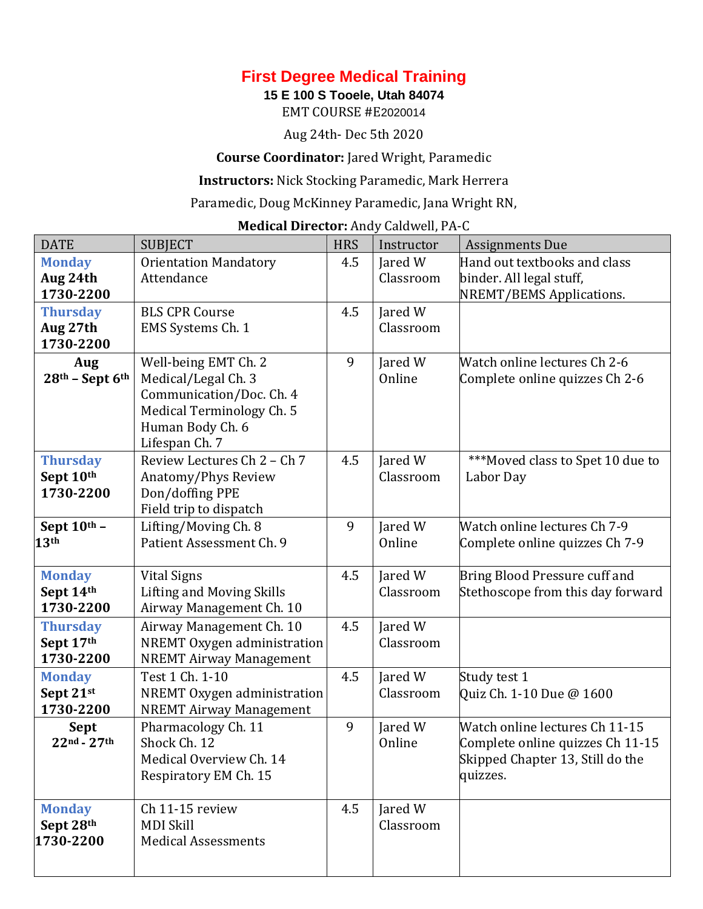# First Degree Medical Training

**15 E 100 S Tooele, Utah 84074**

EMT COURSE #E2020014

Aug 24th- Dec 5th 2020

**Course Coordinator:** Jared Wright, Paramedic

**Instructors:** Nick Stocking Paramedic, Mark Herrera Paramedic, Doug McKinney Paramedic, Jana Wright RN,

**Medical Director:** Andy Caldwell, PA-C

| DATE | SUBJECT | HRS | Instructor | Assignments Due |
|---|---|---|---|---|
| **Monday Aug 24th 1730-2200** | Orientation Mandatory Attendance | 4.5 | Jared W Classroom | Hand out textbooks and class binder. All legal stuff, NREMT/BEMS Applications. |
| **Thursday Aug 27th 1730-2200** | BLS CPR Course<br>EMS Systems Ch. 1 | 4.5 | Jared W Classroom | |
| **Aug 28th – Sept 6th** | Well-being EMT Ch. 2<br>Medical/Legal Ch. 3<br>Communication/Doc. Ch. 4<br>Medical Terminology Ch. 5<br>Human Body Ch. 6<br>Lifespan Ch. 7 | 9 | Jared W Online | Watch online lectures Ch 2-6<br>Complete online quizzes Ch 2-6 |
| **Thursday Sept 10th 1730-2200** | Review Lectures Ch 2 – Ch 7<br>Anatomy/Phys Review<br>Don/doffing PPE<br>Field trip to dispatch | 4.5 | Jared W Classroom | ***Moved class to Spet 10 due to Labor Day |
| **Sept 10th – 13th** | Lifting/Moving Ch. 8<br>Patient Assessment Ch. 9 | 9 | Jared W Online | Watch online lectures Ch 7-9<br>Complete online quizzes Ch 7-9 |
| **Monday Sept 14th 1730-2200** | Vital Signs<br>Lifting and Moving Skills<br>Airway Management Ch. 10 | 4.5 | Jared W Classroom | Bring Blood Pressure cuff and Stethoscope from this day forward |
| **Thursday Sept 17th 1730-2200** | Airway Management Ch. 10<br>NREMT Oxygen administration<br>NREMT Airway Management | 4.5 | Jared W Classroom | |
| **Monday Sept 21st 1730-2200** | Test 1 Ch. 1-10<br>NREMT Oxygen administration<br>NREMT Airway Management | 4.5 | Jared W Classroom | Study test 1<br>Quiz Ch. 1-10 Due @ 1600 |
| **Sept 22nd - 27th** | Pharmacology Ch. 11<br>Shock Ch. 12<br>Medical Overview Ch. 14<br>Respiratory EM Ch. 15 | 9 | Jared W Online | Watch online lectures Ch 11-15<br>Complete online quizzes Ch 11-15<br>Skipped Chapter 13, Still do the quizzes. |
| **Monday Sept 28th 1730-2200** | Ch 11-15 review<br>MDI Skill<br>Medical Assessments | 4.5 | Jared W Classroom | |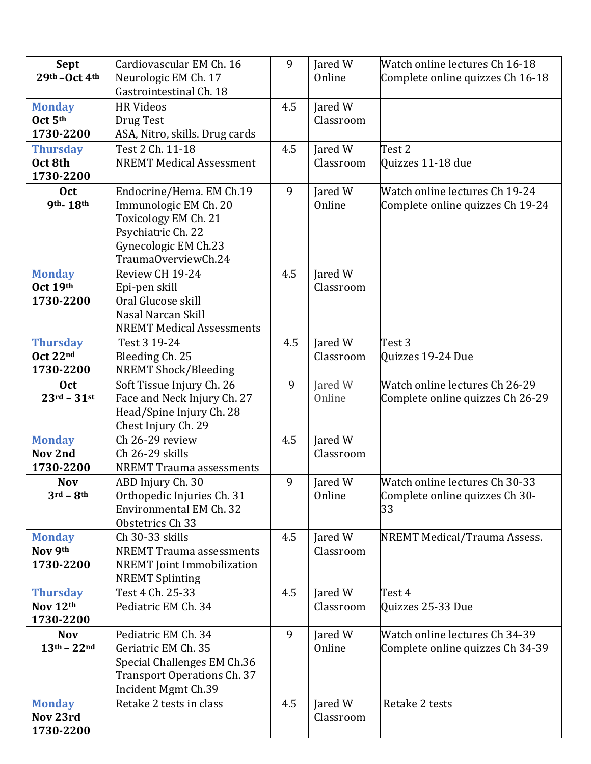| | | | | |
|---|---|---|---|---|
| **Sept 29th –Oct 4th** | Cardiovascular EM Ch. 16<br>Neurologic EM Ch. 17<br>Gastrointestinal Ch. 18 | 9 | Jared W<br>Online | Watch online lectures Ch 16-18<br>Complete online quizzes Ch 16-18 |
| **Monday Oct 5th 1730-2200** | HR Videos<br>Drug Test<br>ASA, Nitro, skills. Drug cards | 4.5 | Jared W<br>Classroom | |
| **Thursday Oct 8th 1730-2200** | Test 2 Ch. 11-18<br>NREMT Medical Assessment | 4.5 | Jared W<br>Classroom | Test 2<br>Quizzes 11-18 due |
| **Oct 9th- 18th** | Endocrine/Hema. EM Ch.19<br>Immunologic EM Ch. 20<br>Toxicology EM Ch. 21<br>Psychiatric Ch. 22<br>Gynecologic EM Ch.23<br>TraumaOverviewCh.24 | 9 | Jared W<br>Online | Watch online lectures Ch 19-24<br>Complete online quizzes Ch 19-24 |
| **Monday Oct 19th 1730-2200** | Review CH 19-24<br>Epi-pen skill<br>Oral Glucose skill<br>Nasal Narcan Skill<br>NREMT Medical Assessments | 4.5 | Jared W<br>Classroom | |
| **Thursday Oct 22nd 1730-2200** | Test 3 19-24<br>Bleeding Ch. 25<br>NREMT Shock/Bleeding | 4.5 | Jared W<br>Classroom | Test 3<br>Quizzes 19-24 Due |
| **Oct 23rd – 31st** | Soft Tissue Injury Ch. 26<br>Face and Neck Injury Ch. 27<br>Head/Spine Injury Ch. 28<br>Chest Injury Ch. 29 | 9 | Jared W<br>Online | Watch online lectures Ch 26-29<br>Complete online quizzes Ch 26-29 |
| **Monday Nov 2nd 1730-2200** | Ch 26-29 review<br>Ch 26-29 skills<br>NREMT Trauma assessments | 4.5 | Jared W<br>Classroom | |
| **Nov 3rd – 8th** | ABD Injury Ch. 30<br>Orthopedic Injuries Ch. 31<br>Environmental EM Ch. 32<br>Obstetrics Ch 33 | 9 | Jared W<br>Online | Watch online lectures Ch 30-33<br>Complete online quizzes Ch 30-33 |
| **Monday Nov 9th 1730-2200** | Ch 30-33 skills<br>NREMT Trauma assessments<br>NREMT Joint Immobilization<br>NREMT Splinting | 4.5 | Jared W<br>Classroom | NREMT Medical/Trauma Assess. |
| **Thursday Nov 12th 1730-2200** | Test 4 Ch. 25-33<br>Pediatric EM Ch. 34 | 4.5 | Jared W<br>Classroom | Test 4<br>Quizzes 25-33 Due |
| **Nov 13th – 22nd** | Pediatric EM Ch. 34<br>Geriatric EM Ch. 35<br>Special Challenges EM Ch.36<br>Transport Operations Ch. 37<br>Incident Mgmt Ch.39 | 9 | Jared W<br>Online | Watch online lectures Ch 34-39<br>Complete online quizzes Ch 34-39 |
| **Monday Nov 23rd 1730-2200** | Retake 2 tests in class | 4.5 | Jared W<br>Classroom | Retake 2 tests |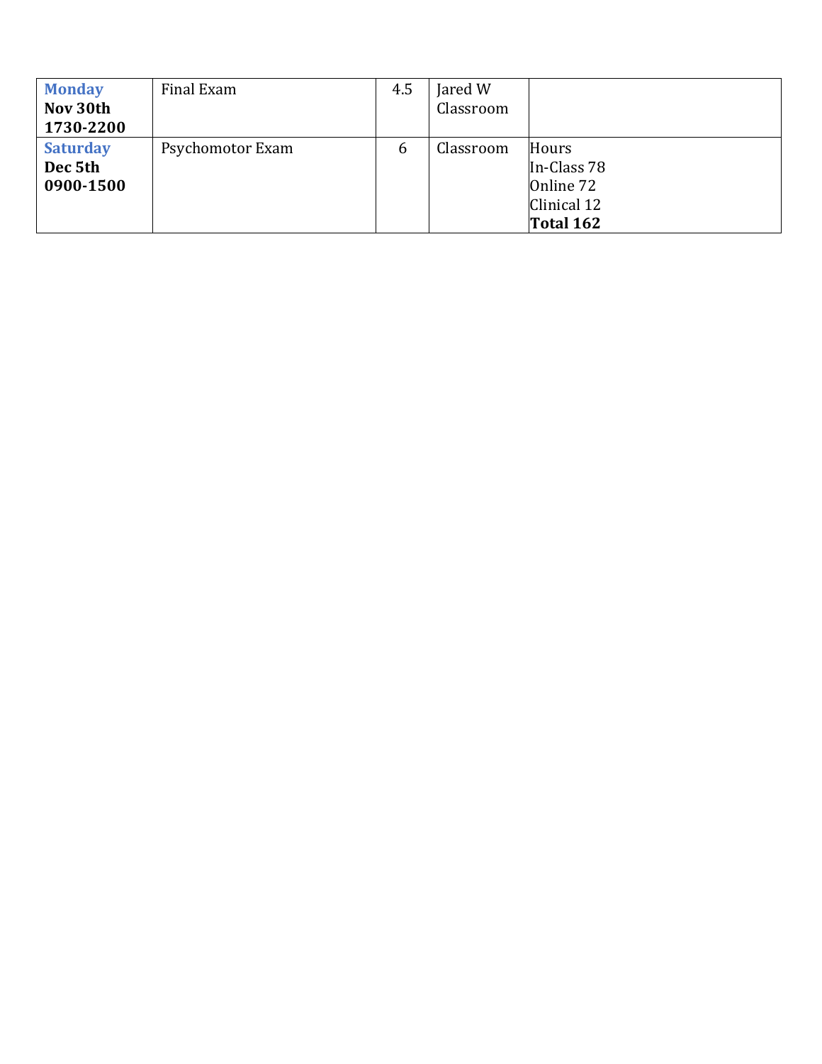| | | | | |
|---|---|---|---|---|
| **Monday** **Nov 30th** **1730-2200** | Final Exam | 4.5 | Jared W Classroom | |
| **Saturday** **Dec 5th** **0900-1500** | Psychomotor Exam | 6 | Classroom | Hours In-Class 78 Online 72 Clinical 12 **Total 162** |